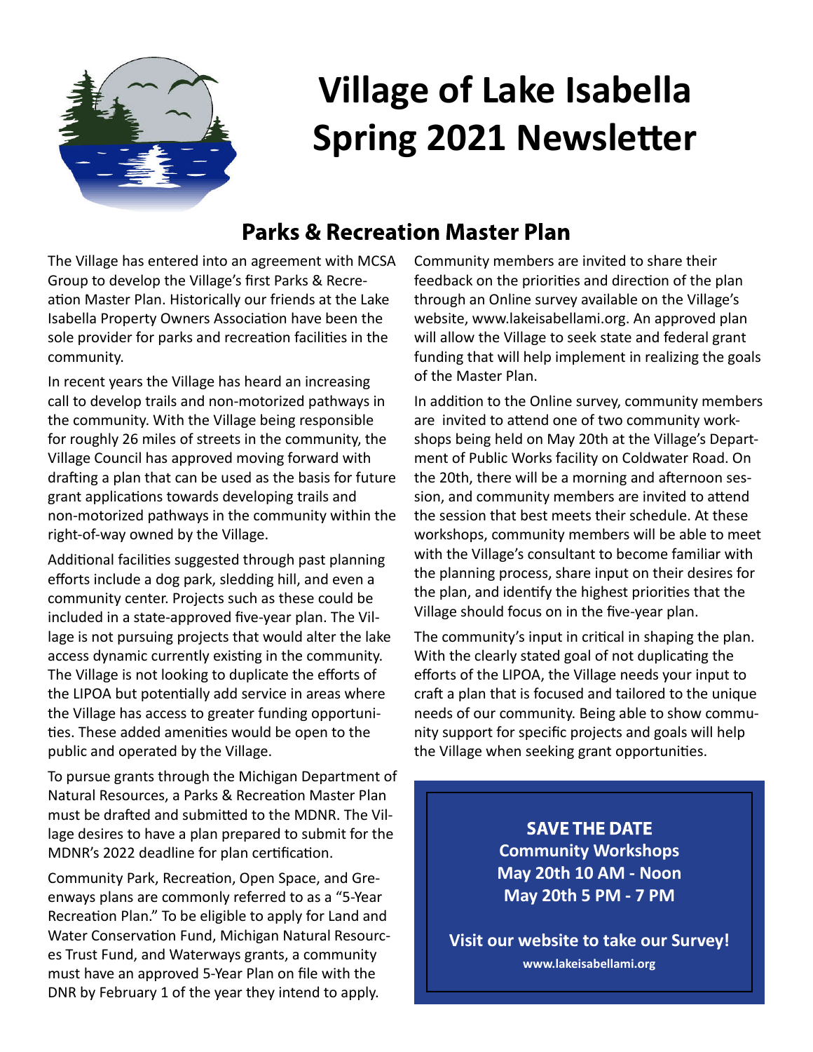# Village of Lake Isabella Spring 2021 Newsletter

## Parks & Recreation Master Plan

The Village has entered into an agreement with MCSA Group to develop the Village's first Parks & Recreation Master Plan. Historically our friends at the Lake Isabella Property Owners Association have been the sole provider for parks and recreation facilities in the community.

In recent years the Village has heard an increasing call to develop trails and non-motorized pathways in the community. With the Village being responsible for roughly 26 miles of streets in the community, the Village Council has approved moving forward with drafting a plan that can be used as the basis for future grant applications towards developing trails and non-motorized pathways in the community within the right-of-way owned by the Village.

Additional facilities suggested through past planning efforts include a dog park, sledding hill, and even a community center. Projects such as these could be included in a state-approved five-year plan. The Village is not pursuing projects that would alter the lake access dynamic currently existing in the community. The Village is not looking to duplicate the efforts of the LIPOA but potentially add service in areas where the Village has access to greater funding opportunities. These added amenities would be open to the public and operated by the Village.

To pursue grants through the Michigan Department of Natural Resources, a Parks & Recreation Master Plan must be drafted and submitted to the MDNR. The Village desires to have a plan prepared to submit for the MDNR's 2022 deadline for plan certification.

Community Park, Recreation, Open Space, and Greenways plans are commonly referred to as a "5-Year Recreation Plan." To be eligible to apply for Land and Water Conservation Fund, Michigan Natural Resources Trust Fund, and Waterways grants, a community must have an approved 5-Year Plan on file with the DNR by February 1 of the year they intend to apply.

Community members are invited to share their feedback on the priorities and direction of the plan through an Online survey available on the Village's website, www.lakeisabellami.org. An approved plan will allow the Village to seek state and federal grant funding that will help implement in realizing the goals of the Master Plan.

In addition to the Online survey, community members are invited to attend one of two community workshops being held on May 20th at the Village's Department of Public Works facility on Coldwater Road. On the 20th, there will be a morning and afternoon session, and community members are invited to attend the session that best meets their schedule. At these workshops, community members will be able to meet with the Village's consultant to become familiar with the planning process, share input on their desires for the plan, and identify the highest priorities that the Village should focus on in the five-year plan.

The community's input in critical in shaping the plan. With the clearly stated goal of not duplicating the efforts of the LIPOA, the Village needs your input to craft a plan that is focused and tailored to the unique needs of our community. Being able to show community support for specific projects and goals will help the Village when seeking grant opportunities.

**SAVE THE DATE**
**Community Workshops**
**May 20th 10 AM - Noon**
**May 20th 5 PM - 7 PM**

**Visit our website to take our Survey!**
**www.lakeisabellami.org**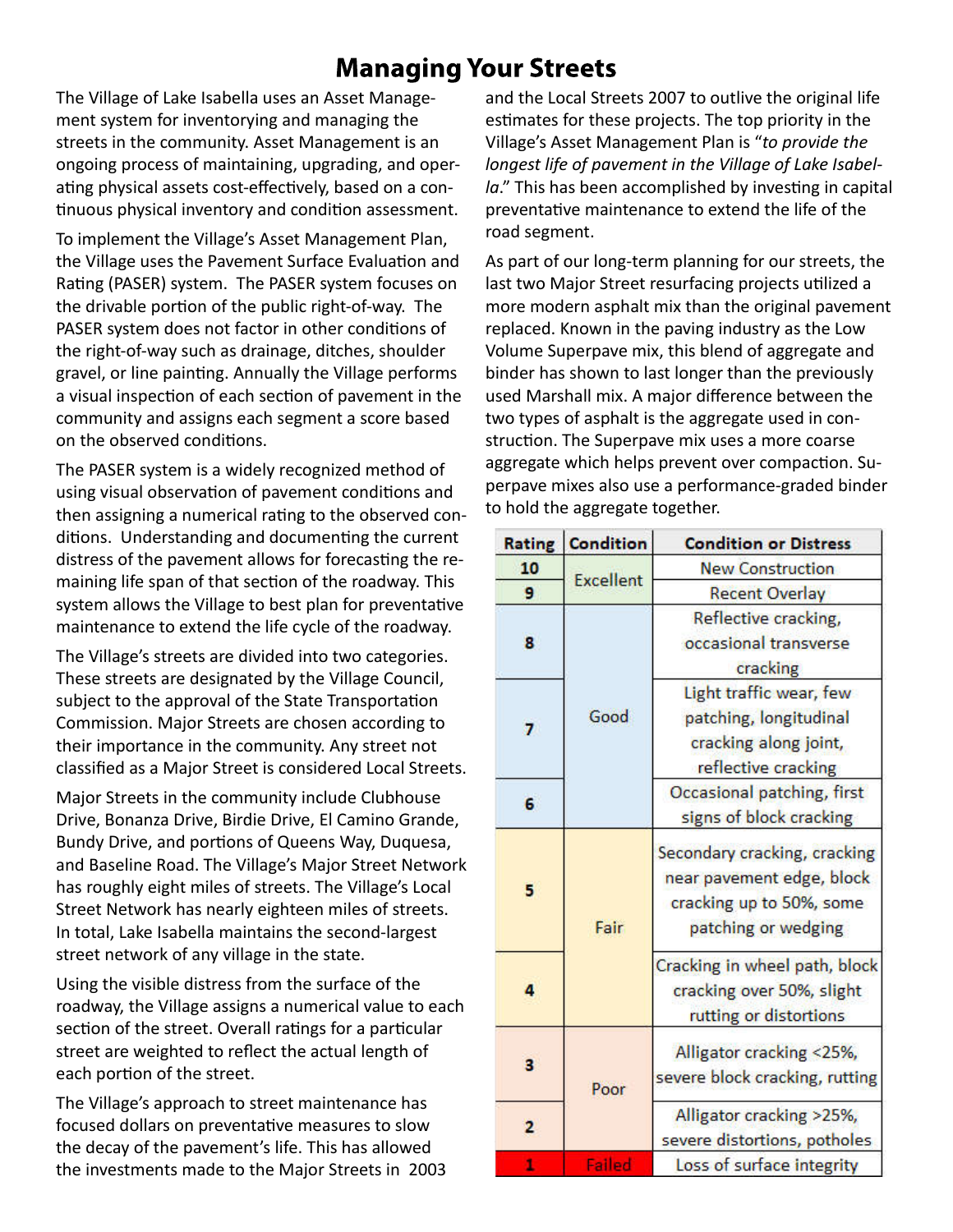# Managing Your Streets

The Village of Lake Isabella uses an Asset Management system for inventorying and managing the streets in the community. Asset Management is an ongoing process of maintaining, upgrading, and operating physical assets cost-effectively, based on a continuous physical inventory and condition assessment.

To implement the Village's Asset Management Plan, the Village uses the Pavement Surface Evaluation and Rating (PASER) system. The PASER system focuses on the drivable portion of the public right-of-way. The PASER system does not factor in other conditions of the right-of-way such as drainage, ditches, shoulder gravel, or line painting. Annually the Village performs a visual inspection of each section of pavement in the community and assigns each segment a score based on the observed conditions.

The PASER system is a widely recognized method of using visual observation of pavement conditions and then assigning a numerical rating to the observed conditions. Understanding and documenting the current distress of the pavement allows for forecasting the remaining life span of that section of the roadway. This system allows the Village to best plan for preventative maintenance to extend the life cycle of the roadway.

The Village's streets are divided into two categories. These streets are designated by the Village Council, subject to the approval of the State Transportation Commission. Major Streets are chosen according to their importance in the community. Any street not classified as a Major Street is considered Local Streets.

Major Streets in the community include Clubhouse Drive, Bonanza Drive, Birdie Drive, El Camino Grande, Bundy Drive, and portions of Queens Way, Duquesa, and Baseline Road. The Village's Major Street Network has roughly eight miles of streets. The Village's Local Street Network has nearly eighteen miles of streets. In total, Lake Isabella maintains the second-largest street network of any village in the state.

Using the visible distress from the surface of the roadway, the Village assigns a numerical value to each section of the street. Overall ratings for a particular street are weighted to reflect the actual length of each portion of the street.

The Village's approach to street maintenance has focused dollars on preventative measures to slow the decay of the pavement's life. This has allowed the investments made to the Major Streets in 2003 and the Local Streets 2007 to outlive the original life estimates for these projects. The top priority in the Village's Asset Management Plan is "*to provide the longest life of pavement in the Village of Lake Isabella.*" This has been accomplished by investing in capital preventative maintenance to extend the life of the road segment.

As part of our long-term planning for our streets, the last two Major Street resurfacing projects utilized a more modern asphalt mix than the original pavement replaced. Known in the paving industry as the Low Volume Superpave mix, this blend of aggregate and binder has shown to last longer than the previously used Marshall mix. A major difference between the two types of asphalt is the aggregate used in construction. The Superpave mix uses a more coarse aggregate which helps prevent over compaction. Superpave mixes also use a performance-graded binder to hold the aggregate together.

| Rating | Condition | Condition or Distress |
|---|---|---|
| 10 | Excellent | New Construction |
| 9 | | Recent Overlay |
| 8 | Good | Reflective cracking, occasional transverse cracking |
| 7 | | Light traffic wear, few patching, longitudinal cracking along joint, reflective cracking |
| 6 | | Occasional patching, first signs of block cracking |
| 5 | Fair | Secondary cracking, cracking near pavement edge, block cracking up to 50%, some patching or wedging |
| 4 | | Cracking in wheel path, block cracking over 50%, slight rutting or distortions |
| 3 | Poor | Alligator cracking <25%, severe block cracking, rutting |
| 2 | | Alligator cracking >25%, severe distortions, potholes |
| 1 | Failed | Loss of surface integrity |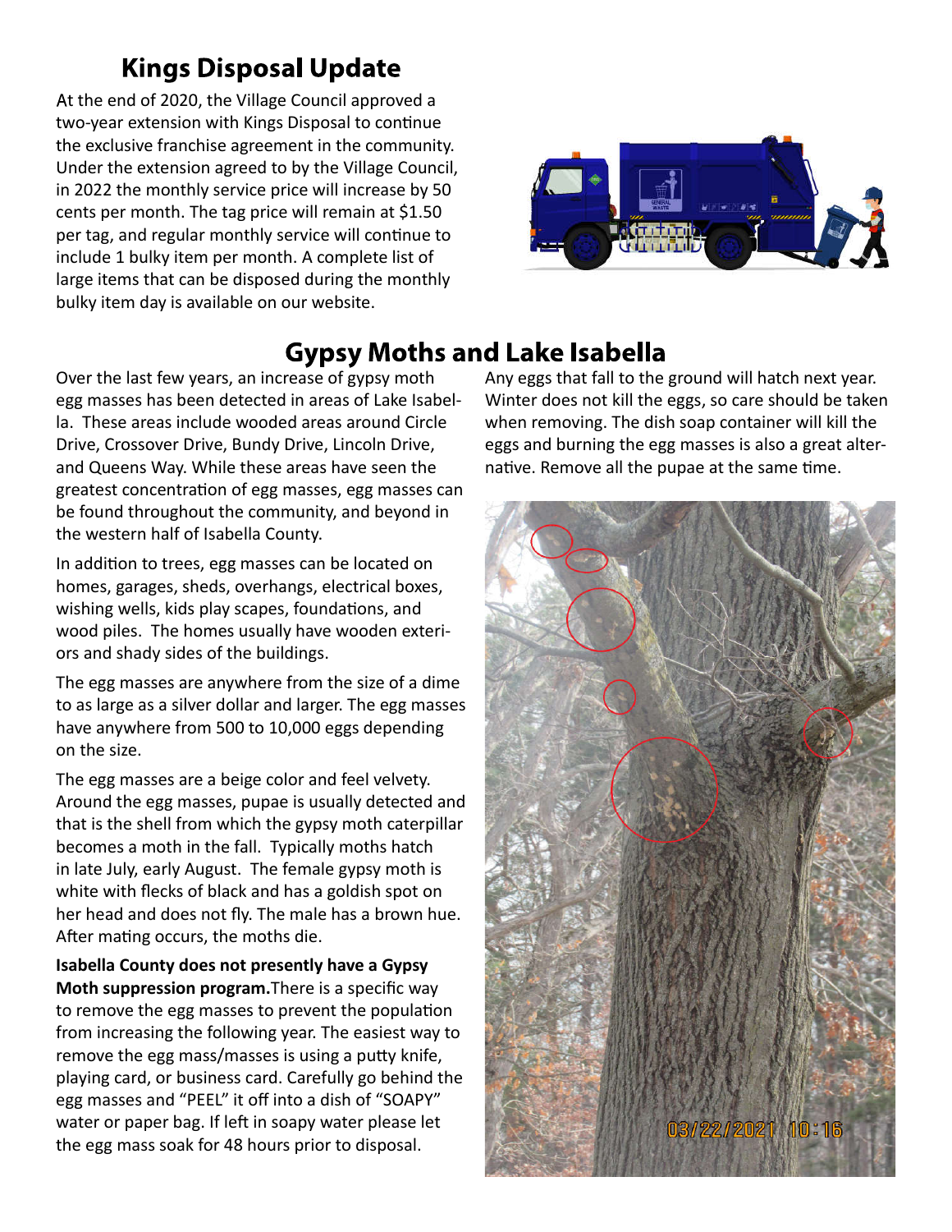## Kings Disposal Update

At the end of 2020, the Village Council approved a two-year extension with Kings Disposal to continue the exclusive franchise agreement in the community. Under the extension agreed to by the Village Council, in 2022 the monthly service price will increase by 50 cents per month. The tag price will remain at $1.50 per tag, and regular monthly service will continue to include 1 bulky item per month. A complete list of large items that can be disposed during the monthly bulky item day is available on our website.

## Gypsy Moths and Lake Isabella

Over the last few years, an increase of gypsy moth egg masses has been detected in areas of Lake Isabella. These areas include wooded areas around Circle Drive, Crossover Drive, Bundy Drive, Lincoln Drive, and Queens Way. While these areas have seen the greatest concentration of egg masses, egg masses can be found throughout the community, and beyond in the western half of Isabella County.

In addition to trees, egg masses can be located on homes, garages, sheds, overhangs, electrical boxes, wishing wells, kids play scapes, foundations, and wood piles. The homes usually have wooden exteriors and shady sides of the buildings.

The egg masses are anywhere from the size of a dime to as large as a silver dollar and larger. The egg masses have anywhere from 500 to 10,000 eggs depending on the size.

The egg masses are a beige color and feel velvety. Around the egg masses, pupae is usually detected and that is the shell from which the gypsy moth caterpillar becomes a moth in the fall. Typically moths hatch in late July, early August. The female gypsy moth is white with flecks of black and has a goldish spot on her head and does not fly. The male has a brown hue. After mating occurs, the moths die.

**Isabella County does not presently have a Gypsy Moth suppression program.** There is a specific way to remove the egg masses to prevent the population from increasing the following year. The easiest way to remove the egg mass/masses is using a putty knife, playing card, or business card. Carefully go behind the egg masses and "PEEL" it off into a dish of "SOAPY" water or paper bag. If left in soapy water please let the egg mass soak for 48 hours prior to disposal.

Any eggs that fall to the ground will hatch next year. Winter does not kill the eggs, so care should be taken when removing. The dish soap container will kill the eggs and burning the egg masses is also a great alternative. Remove all the pupae at the same time.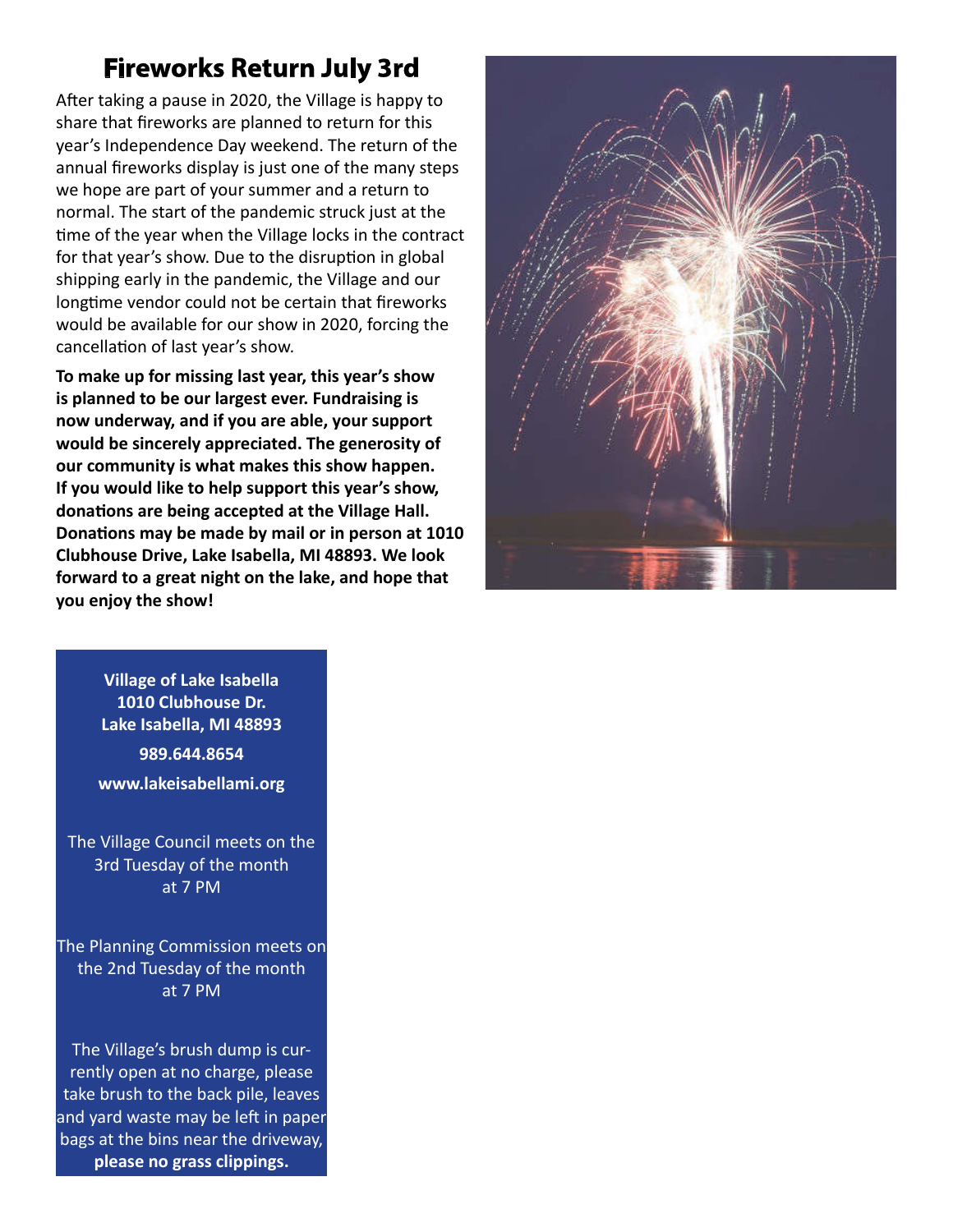## Fireworks Return July 3rd

After taking a pause in 2020, the Village is happy to share that fireworks are planned to return for this year's Independence Day weekend. The return of the annual fireworks display is just one of the many steps we hope are part of your summer and a return to normal. The start of the pandemic struck just at the time of the year when the Village locks in the contract for that year's show. Due to the disruption in global shipping early in the pandemic, the Village and our longtime vendor could not be certain that fireworks would be available for our show in 2020, forcing the cancellation of last year's show.

**To make up for missing last year, this year's show is planned to be our largest ever. Fundraising is now underway, and if you are able, your support would be sincerely appreciated. The generosity of our community is what makes this show happen. If you would like to help support this year's show, donations are being accepted at the Village Hall. Donations may be made by mail or in person at 1010 Clubhouse Drive, Lake Isabella, MI 48893. We look forward to a great night on the lake, and hope that you enjoy the show!**

**Village of Lake Isabella**
**1010 Clubhouse Dr.**
**Lake Isabella, MI 48893**

**989.644.8654**

**www.lakeisabellami.org**

The Village Council meets on the 3rd Tuesday of the month at 7 PM

The Planning Commission meets on the 2nd Tuesday of the month at 7 PM

The Village's brush dump is currently open at no charge, please take brush to the back pile, leaves and yard waste may be left in paper bags at the bins near the driveway, **please no grass clippings.**